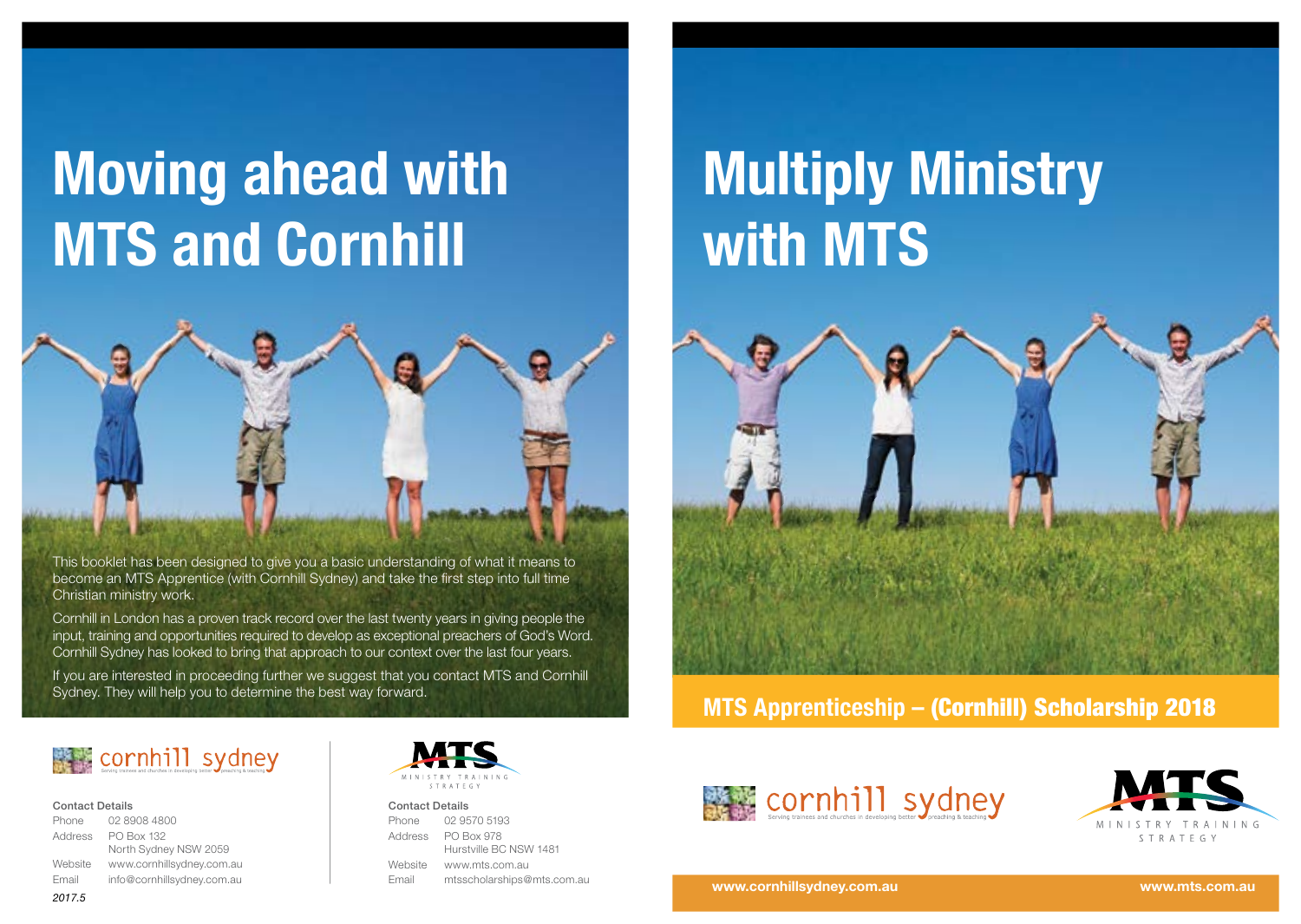# Moving ahead with MTS and Cornhill

This booklet has been designed to give you a basic understanding of what it means to become an MTS Apprentice (with Cornhill Sydney) and take the first step into full time Christian ministry work.

Cornhill in London has a proven track record over the last twenty years in giving people the input, training and opportunities required to develop as exceptional preachers of God's Word. Cornhill Sydney has looked to bring that approach to our context over the last four years.

If you are interested in proceeding further we suggest that you contact MTS and Cornhill Sydney. They will help you to determine the best way forward.

cornhill sydney
Serving trainees and churches in developing better preaching & teaching

**Contact Details**

Phone 02 8908 4800
Address PO Box 132
North Sydney NSW 2059
Website www.cornhillsydney.com.au
Email info@cornhillsydney.com.au

*2017.5*

MTS
MINISTRY TRAINING STRATEGY

**Contact Details**

Phone 02 9570 5193
Address PO Box 978
Hurstville BC NSW 1481
Website www.mts.com.au
Email mtsscholarships@mts.com.au

# Multiply Ministry with MTS

## MTS Apprenticeship – (Cornhill) Scholarship 2018

cornhill sydney
Serving trainees and churches in developing better preaching & teaching

MTS
MINISTRY TRAINING STRATEGY

www.cornhillsydney.com.au www.mts.com.au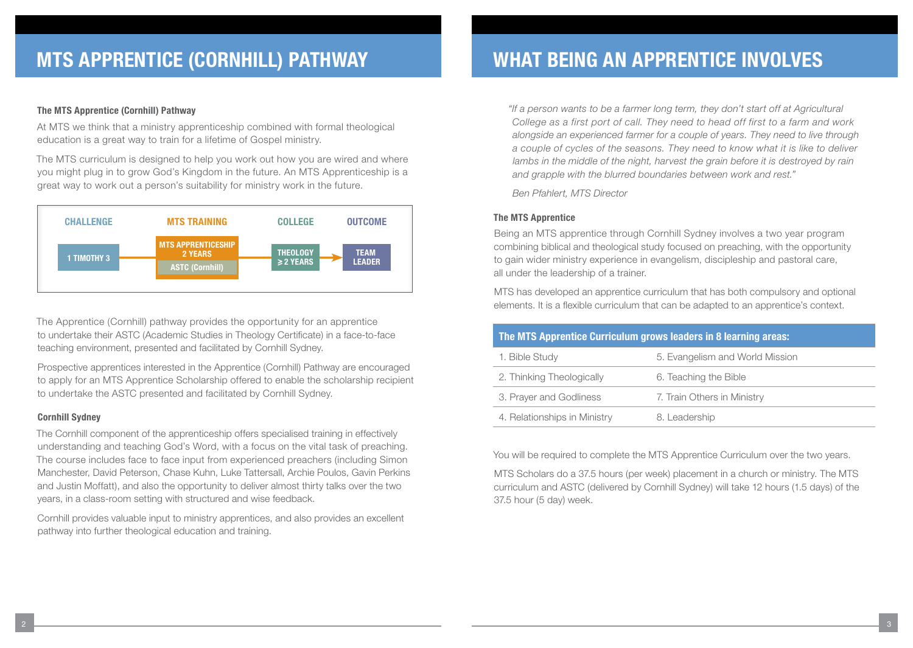# MTS APPRENTICE (CORNHILL) PATHWAY

### The MTS Apprentice (Cornhill) Pathway

At MTS we think that a ministry apprenticeship combined with formal theological education is a great way to train for a lifetime of Gospel ministry.

The MTS curriculum is designed to help you work out how you are wired and where you might plug in to grow God's Kingdom in the future. An MTS Apprenticeship is a great way to work out a person's suitability for ministry work in the future.

| CHALLENGE | MTS TRAINING | COLLEGE | OUTCOME |
|---|---|---|---|
| 1 TIMOTHY 3 | MTS APPRENTICESHIP 2 YEARS<br>ASTC (Cornhill) | THEOLOGY ≥ 2 YEARS | TEAM LEADER |

The Apprentice (Cornhill) pathway provides the opportunity for an apprentice to undertake their ASTC (Academic Studies in Theology Certificate) in a face-to-face teaching environment, presented and facilitated by Cornhill Sydney.

Prospective apprentices interested in the Apprentice (Cornhill) Pathway are encouraged to apply for an MTS Apprentice Scholarship offered to enable the scholarship recipient to undertake the ASTC presented and facilitated by Cornhill Sydney.

### Cornhill Sydney

The Cornhill component of the apprenticeship offers specialised training in effectively understanding and teaching God's Word, with a focus on the vital task of preaching. The course includes face to face input from experienced preachers (including Simon Manchester, David Peterson, Chase Kuhn, Luke Tattersall, Archie Poulos, Gavin Perkins and Justin Moffatt), and also the opportunity to deliver almost thirty talks over the two years, in a class-room setting with structured and wise feedback.

Cornhill provides valuable input to ministry apprentices, and also provides an excellent pathway into further theological education and training.

# WHAT BEING AN APPRENTICE INVOLVES

*"If a person wants to be a farmer long term, they don't start off at Agricultural College as a first port of call. They need to head off first to a farm and work alongside an experienced farmer for a couple of years. They need to live through a couple of cycles of the seasons. They need to know what it is like to deliver lambs in the middle of the night, harvest the grain before it is destroyed by rain and grapple with the blurred boundaries between work and rest."*

*Ben Pfahlert, MTS Director*

### The MTS Apprentice

Being an MTS apprentice through Cornhill Sydney involves a two year program combining biblical and theological study focused on preaching, with the opportunity to gain wider ministry experience in evangelism, discipleship and pastoral care, all under the leadership of a trainer.

MTS has developed an apprentice curriculum that has both compulsory and optional elements. It is a flexible curriculum that can be adapted to an apprentice's context.

| The MTS Apprentice Curriculum grows leaders in 8 learning areas: | |
|---|---|
| 1. Bible Study | 5. Evangelism and World Mission |
| 2. Thinking Theologically | 6. Teaching the Bible |
| 3. Prayer and Godliness | 7. Train Others in Ministry |
| 4. Relationships in Ministry | 8. Leadership |

You will be required to complete the MTS Apprentice Curriculum over the two years.

MTS Scholars do a 37.5 hours (per week) placement in a church or ministry. The MTS curriculum and ASTC (delivered by Cornhill Sydney) will take 12 hours (1.5 days) of the 37.5 hour (5 day) week.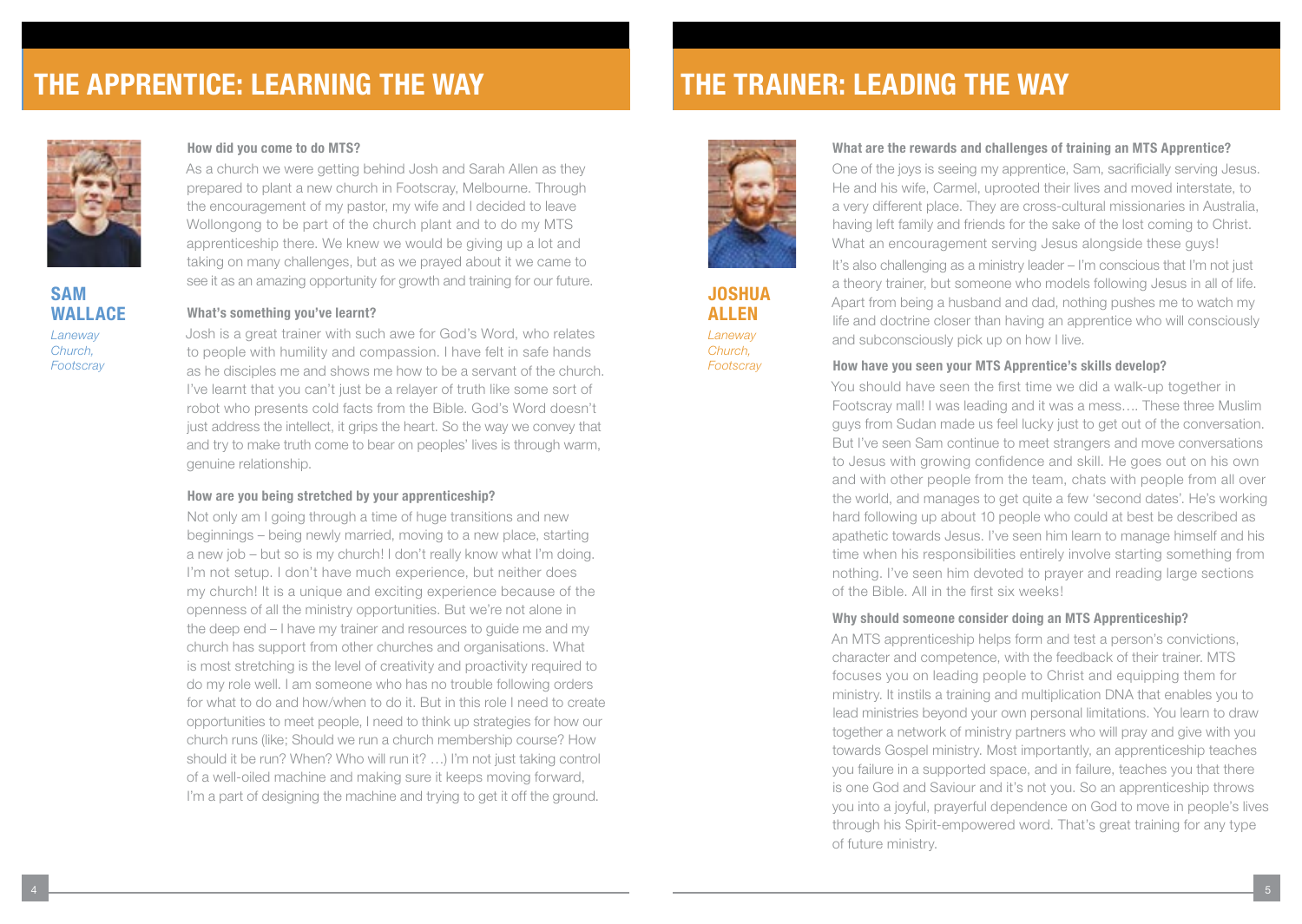# THE APPRENTICE: LEARNING THE WAY

## SAM WALLACE

*Laneway Church, Footscray*

### How did you come to do MTS?

As a church we were getting behind Josh and Sarah Allen as they prepared to plant a new church in Footscray, Melbourne. Through the encouragement of my pastor, my wife and I decided to leave Wollongong to be part of the church plant and to do my MTS apprenticeship there. We knew we would be giving up a lot and taking on many challenges, but as we prayed about it we came to see it as an amazing opportunity for growth and training for our future.

### What's something you've learnt?

Josh is a great trainer with such awe for God's Word, who relates to people with humility and compassion. I have felt in safe hands as he disciples me and shows me how to be a servant of the church. I've learnt that you can't just be a relayer of truth like some sort of robot who presents cold facts from the Bible. God's Word doesn't just address the intellect, it grips the heart. So the way we convey that and try to make truth come to bear on peoples' lives is through warm, genuine relationship.

### How are you being stretched by your apprenticeship?

Not only am I going through a time of huge transitions and new beginnings – being newly married, moving to a new place, starting a new job – but so is my church! I don't really know what I'm doing. I'm not setup. I don't have much experience, but neither does my church! It is a unique and exciting experience because of the openness of all the ministry opportunities. But we're not alone in the deep end – I have my trainer and resources to guide me and my church has support from other churches and organisations. What is most stretching is the level of creativity and proactivity required to do my role well. I am someone who has no trouble following orders for what to do and how/when to do it. But in this role I need to create opportunities to meet people, I need to think up strategies for how our church runs (like; Should we run a church membership course? How should it be run? When? Who will run it? …) I'm not just taking control of a well-oiled machine and making sure it keeps moving forward, I'm a part of designing the machine and trying to get it off the ground.

# THE TRAINER: LEADING THE WAY

## JOSHUA ALLEN

*Laneway Church, Footscray*

### What are the rewards and challenges of training an MTS Apprentice?

One of the joys is seeing my apprentice, Sam, sacrificially serving Jesus. He and his wife, Carmel, uprooted their lives and moved interstate, to a very different place. They are cross-cultural missionaries in Australia, having left family and friends for the sake of the lost coming to Christ. What an encouragement serving Jesus alongside these guys!

It's also challenging as a ministry leader – I'm conscious that I'm not just a theory trainer, but someone who models following Jesus in all of life. Apart from being a husband and dad, nothing pushes me to watch my life and doctrine closer than having an apprentice who will consciously and subconsciously pick up on how I live.

### How have you seen your MTS Apprentice's skills develop?

You should have seen the first time we did a walk-up together in Footscray mall! I was leading and it was a mess…. These three Muslim guys from Sudan made us feel lucky just to get out of the conversation. But I've seen Sam continue to meet strangers and move conversations to Jesus with growing confidence and skill. He goes out on his own and with other people from the team, chats with people from all over the world, and manages to get quite a few 'second dates'. He's working hard following up about 10 people who could at best be described as apathetic towards Jesus. I've seen him learn to manage himself and his time when his responsibilities entirely involve starting something from nothing. I've seen him devoted to prayer and reading large sections of the Bible. All in the first six weeks!

### Why should someone consider doing an MTS Apprenticeship?

An MTS apprenticeship helps form and test a person's convictions, character and competence, with the feedback of their trainer. MTS focuses you on leading people to Christ and equipping them for ministry. It instils a training and multiplication DNA that enables you to lead ministries beyond your own personal limitations. You learn to draw together a network of ministry partners who will pray and give with you towards Gospel ministry. Most importantly, an apprenticeship teaches you failure in a supported space, and in failure, teaches you that there is one God and Saviour and it's not you. So an apprenticeship throws you into a joyful, prayerful dependence on God to move in people's lives through his Spirit-empowered word. That's great training for any type of future ministry.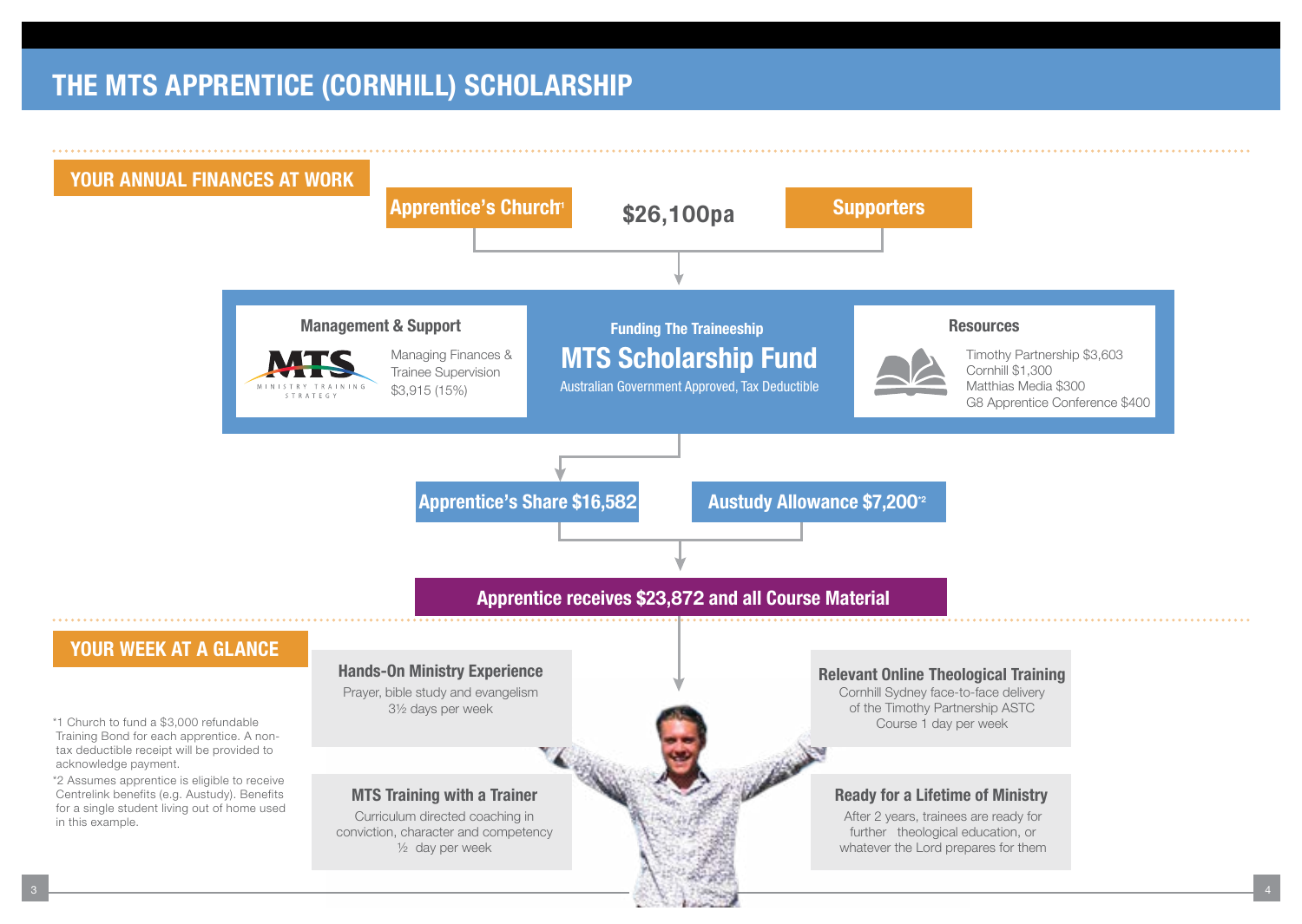# THE MTS APPRENTICE (CORNHILL) SCHOLARSHIP

## YOUR ANNUAL FINANCES AT WORK

**Apprentice's Church**[1] — **$26,100pa** — **Supporters**

### Funding The Traineeship

## MTS Scholarship Fund

Australian Government Approved, Tax Deductible

### Management & Support

MTS — MINISTRY TRAINING STRATEGY

Managing Finances & Trainee Supervision
$3,915 (15%)

### Resources

Timothy Partnership $3,603
Cornhill $1,300
Matthias Media $300
G8 Apprentice Conference $400

**Apprentice's Share $16,582**

**Austudy Allowance $7,200**[*2]

**Apprentice receives $23,872 and all Course Material**

## YOUR WEEK AT A GLANCE

### Hands-On Ministry Experience

Prayer, bible study and evangelism
3½ days per week

### Relevant Online Theological Training

Cornhill Sydney face-to-face delivery of the Timothy Partnership ASTC Course 1 day per week

### MTS Training with a Trainer

Curriculum directed coaching in conviction, character and competency
½ day per week

### Ready for a Lifetime of Ministry

After 2 years, trainees are ready for further theological education, or whatever the Lord prepares for them

*1 Church to fund a $3,000 refundable Training Bond for each apprentice. A non-tax deductible receipt will be provided to acknowledge payment.

*2 Assumes apprentice is eligible to receive Centrelink benefits (e.g. Austudy). Benefits for a single student living out of home used in this example.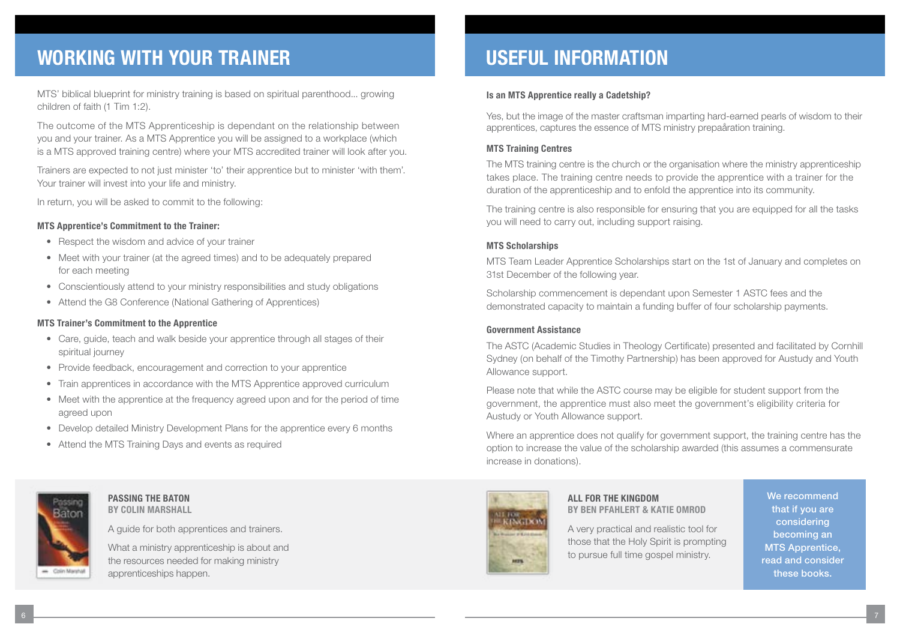# WORKING WITH YOUR TRAINER

MTS' biblical blueprint for ministry training is based on spiritual parenthood... growing children of faith (1 Tim 1:2).

The outcome of the MTS Apprenticeship is dependant on the relationship between you and your trainer. As a MTS Apprentice you will be assigned to a workplace (which is a MTS approved training centre) where your MTS accredited trainer will look after you.

Trainers are expected to not just minister 'to' their apprentice but to minister 'with them'. Your trainer will invest into your life and ministry.

In return, you will be asked to commit to the following:

**MTS Apprentice's Commitment to the Trainer:**

- Respect the wisdom and advice of your trainer
- Meet with your trainer (at the agreed times) and to be adequately prepared for each meeting
- Conscientiously attend to your ministry responsibilities and study obligations
- Attend the G8 Conference (National Gathering of Apprentices)

**MTS Trainer's Commitment to the Apprentice**

- Care, guide, teach and walk beside your apprentice through all stages of their spiritual journey
- Provide feedback, encouragement and correction to your apprentice
- Train apprentices in accordance with the MTS Apprentice approved curriculum
- Meet with the apprentice at the frequency agreed upon and for the period of time agreed upon
- Develop detailed Ministry Development Plans for the apprentice every 6 months
- Attend the MTS Training Days and events as required

**PASSING THE BATON**
**BY COLIN MARSHALL**

A guide for both apprentices and trainers.

What a ministry apprenticeship is about and the resources needed for making ministry apprenticeships happen.

# USEFUL INFORMATION

**Is an MTS Apprentice really a Cadetship?**

Yes, but the image of the master craftsman imparting hard-earned pearls of wisdom to their apprentices, captures the essence of MTS ministry prepaåration training.

**MTS Training Centres**

The MTS training centre is the church or the organisation where the ministry apprenticeship takes place. The training centre needs to provide the apprentice with a trainer for the duration of the apprenticeship and to enfold the apprentice into its community.

The training centre is also responsible for ensuring that you are equipped for all the tasks you will need to carry out, including support raising.

**MTS Scholarships**

MTS Team Leader Apprentice Scholarships start on the 1st of January and completes on 31st December of the following year.

Scholarship commencement is dependant upon Semester 1 ASTC fees and the demonstrated capacity to maintain a funding buffer of four scholarship payments.

**Government Assistance**

The ASTC (Academic Studies in Theology Certificate) presented and facilitated by Cornhill Sydney (on behalf of the Timothy Partnership) has been approved for Austudy and Youth Allowance support.

Please note that while the ASTC course may be eligible for student support from the government, the apprentice must also meet the government's eligibility criteria for Austudy or Youth Allowance support.

Where an apprentice does not qualify for government support, the training centre has the option to increase the value of the scholarship awarded (this assumes a commensurate increase in donations).

**ALL FOR THE KINGDOM**
**BY BEN PFAHLERT & KATIE OMROD**

A very practical and realistic tool for those that the Holy Spirit is prompting to pursue full time gospel ministry.

**We recommend that if you are considering becoming an MTS Apprentice, read and consider these books.**